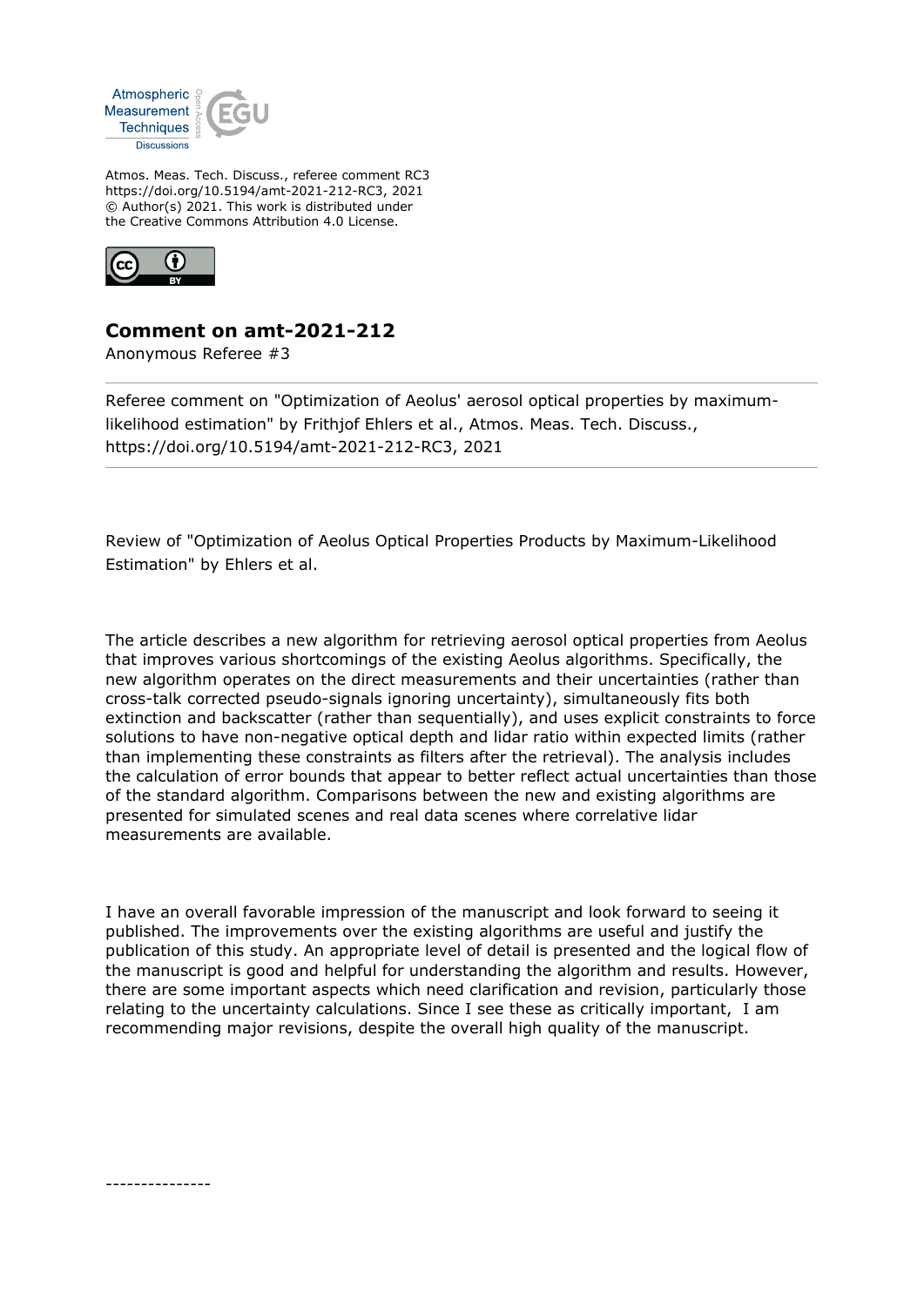Atmos. Meas. Tech. Discuss., referee comment RC3
https://doi.org/10.5194/amt-2021-212-RC3, 2021
© Author(s) 2021. This work is distributed under
the Creative Commons Attribution 4.0 License.

## Comment on amt-2021-212

Anonymous Referee #3

---

Referee comment on "Optimization of Aeolus' aerosol optical properties by maximum-likelihood estimation" by Frithjof Ehlers et al., Atmos. Meas. Tech. Discuss., https://doi.org/10.5194/amt-2021-212-RC3, 2021

---

Review of "Optimization of Aeolus Optical Properties Products by Maximum-Likelihood Estimation" by Ehlers et al.

The article describes a new algorithm for retrieving aerosol optical properties from Aeolus that improves various shortcomings of the existing Aeolus algorithms. Specifically, the new algorithm operates on the direct measurements and their uncertainties (rather than cross-talk corrected pseudo-signals ignoring uncertainty), simultaneously fits both extinction and backscatter (rather than sequentially), and uses explicit constraints to force solutions to have non-negative optical depth and lidar ratio within expected limits (rather than implementing these constraints as filters after the retrieval). The analysis includes the calculation of error bounds that appear to better reflect actual uncertainties than those of the standard algorithm. Comparisons between the new and existing algorithms are presented for simulated scenes and real data scenes where correlative lidar measurements are available.

I have an overall favorable impression of the manuscript and look forward to seeing it published. The improvements over the existing algorithms are useful and justify the publication of this study. An appropriate level of detail is presented and the logical flow of the manuscript is good and helpful for understanding the algorithm and results. However, there are some important aspects which need clarification and revision, particularly those relating to the uncertainty calculations. Since I see these as critically important, I am recommending major revisions, despite the overall high quality of the manuscript.

---------------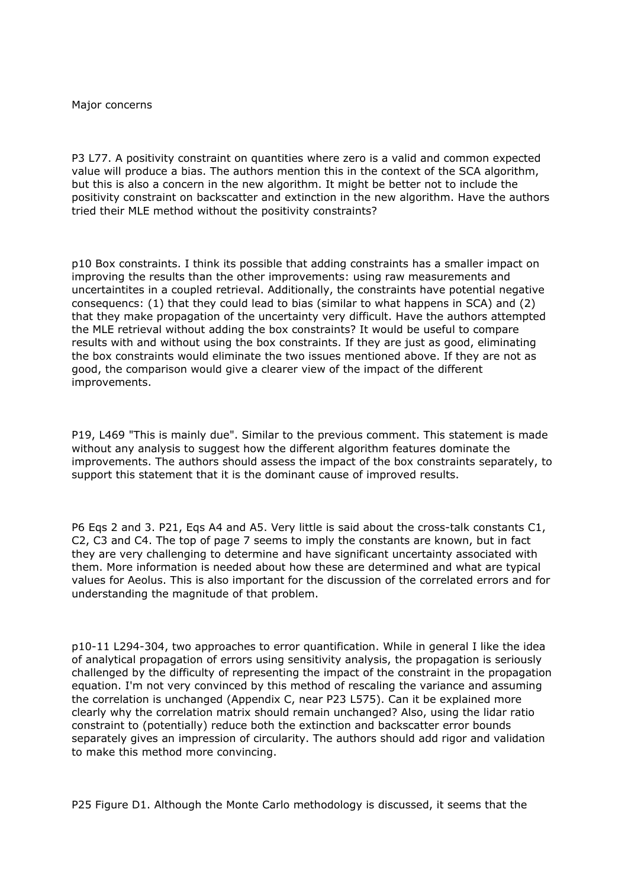Major concerns

P3 L77. A positivity constraint on quantities where zero is a valid and common expected value will produce a bias. The authors mention this in the context of the SCA algorithm, but this is also a concern in the new algorithm. It might be better not to include the positivity constraint on backscatter and extinction in the new algorithm. Have the authors tried their MLE method without the positivity constraints?

p10 Box constraints. I think its possible that adding constraints has a smaller impact on improving the results than the other improvements: using raw measurements and uncertaintites in a coupled retrieval. Additionally, the constraints have potential negative consequencs: (1) that they could lead to bias (similar to what happens in SCA) and (2) that they make propagation of the uncertainty very difficult. Have the authors attempted the MLE retrieval without adding the box constraints? It would be useful to compare results with and without using the box constraints. If they are just as good, eliminating the box constraints would eliminate the two issues mentioned above. If they are not as good, the comparison would give a clearer view of the impact of the different improvements.

P19, L469 "This is mainly due". Similar to the previous comment. This statement is made without any analysis to suggest how the different algorithm features dominate the improvements. The authors should assess the impact of the box constraints separately, to support this statement that it is the dominant cause of improved results.

P6 Eqs 2 and 3. P21, Eqs A4 and A5. Very little is said about the cross-talk constants C1, C2, C3 and C4. The top of page 7 seems to imply the constants are known, but in fact they are very challenging to determine and have significant uncertainty associated with them. More information is needed about how these are determined and what are typical values for Aeolus. This is also important for the discussion of the correlated errors and for understanding the magnitude of that problem.

p10-11 L294-304, two approaches to error quantification. While in general I like the idea of analytical propagation of errors using sensitivity analysis, the propagation is seriously challenged by the difficulty of representing the impact of the constraint in the propagation equation. I'm not very convinced by this method of rescaling the variance and assuming the correlation is unchanged (Appendix C, near P23 L575). Can it be explained more clearly why the correlation matrix should remain unchanged? Also, using the lidar ratio constraint to (potentially) reduce both the extinction and backscatter error bounds separately gives an impression of circularity. The authors should add rigor and validation to make this method more convincing.

P25 Figure D1. Although the Monte Carlo methodology is discussed, it seems that the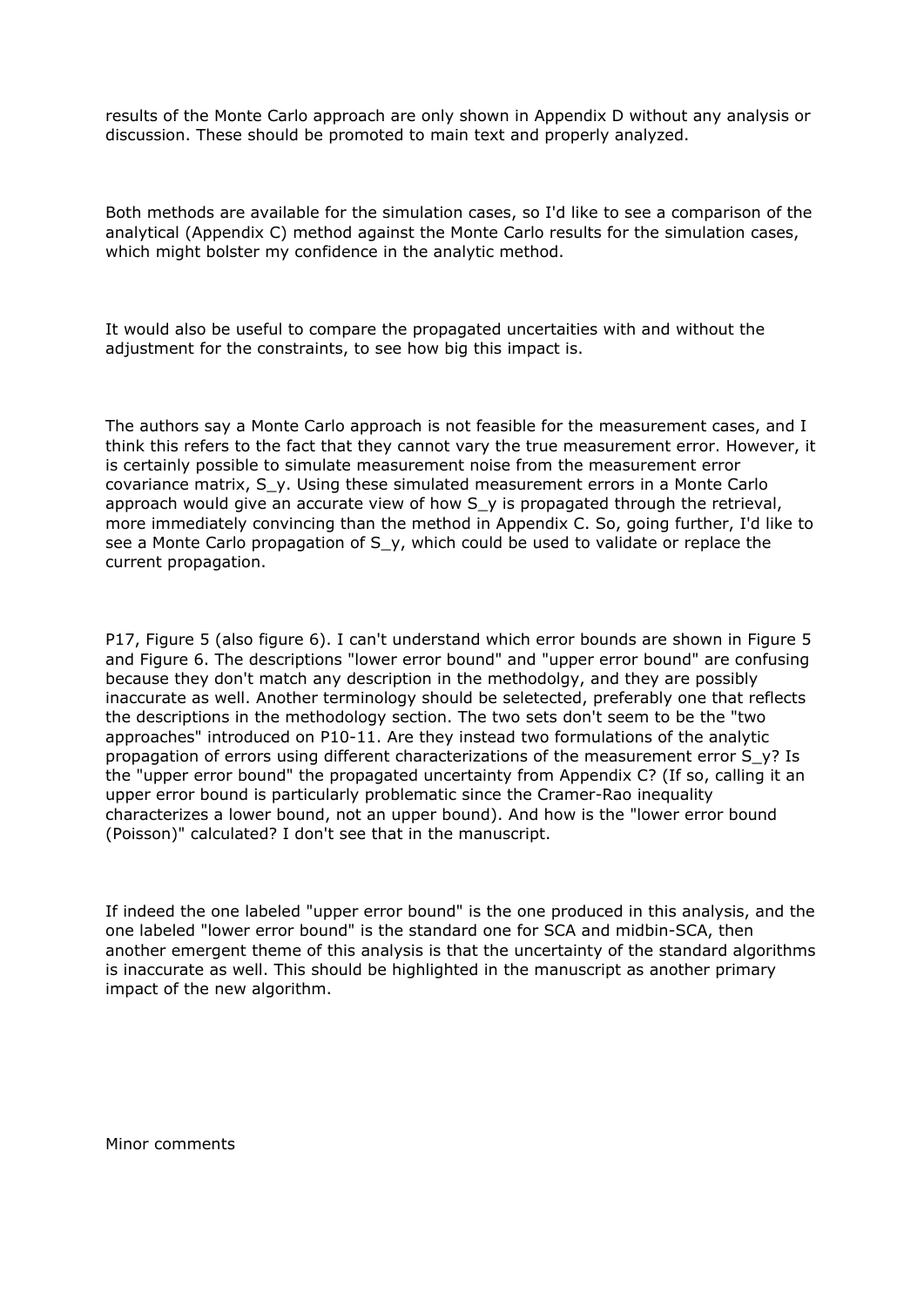results of the Monte Carlo approach are only shown in Appendix D without any analysis or discussion. These should be promoted to main text and properly analyzed.

Both methods are available for the simulation cases, so I'd like to see a comparison of the analytical (Appendix C) method against the Monte Carlo results for the simulation cases, which might bolster my confidence in the analytic method.

It would also be useful to compare the propagated uncertaities with and without the adjustment for the constraints, to see how big this impact is.

The authors say a Monte Carlo approach is not feasible for the measurement cases, and I think this refers to the fact that they cannot vary the true measurement error. However, it is certainly possible to simulate measurement noise from the measurement error covariance matrix, $S_y$. Using these simulated measurement errors in a Monte Carlo approach would give an accurate view of how $S_y$ is propagated through the retrieval, more immediately convincing than the method in Appendix C. So, going further, I'd like to see a Monte Carlo propagation of $S_y$, which could be used to validate or replace the current propagation.

P17, Figure 5 (also figure 6). I can't understand which error bounds are shown in Figure 5 and Figure 6. The descriptions "lower error bound" and "upper error bound" are confusing because they don't match any description in the methodolgy, and they are possibly inaccurate as well. Another terminology should be seletected, preferably one that reflects the descriptions in the methodology section. The two sets don't seem to be the "two approaches" introduced on P10-11. Are they instead two formulations of the analytic propagation of errors using different characterizations of the measurement error $S_y$? Is the "upper error bound" the propagated uncertainty from Appendix C? (If so, calling it an upper error bound is particularly problematic since the Cramer-Rao inequality characterizes a lower bound, not an upper bound). And how is the "lower error bound (Poisson)" calculated? I don't see that in the manuscript.

If indeed the one labeled "upper error bound" is the one produced in this analysis, and the one labeled "lower error bound" is the standard one for SCA and midbin-SCA, then another emergent theme of this analysis is that the uncertainty of the standard algorithms is inaccurate as well. This should be highlighted in the manuscript as another primary impact of the new algorithm.

Minor comments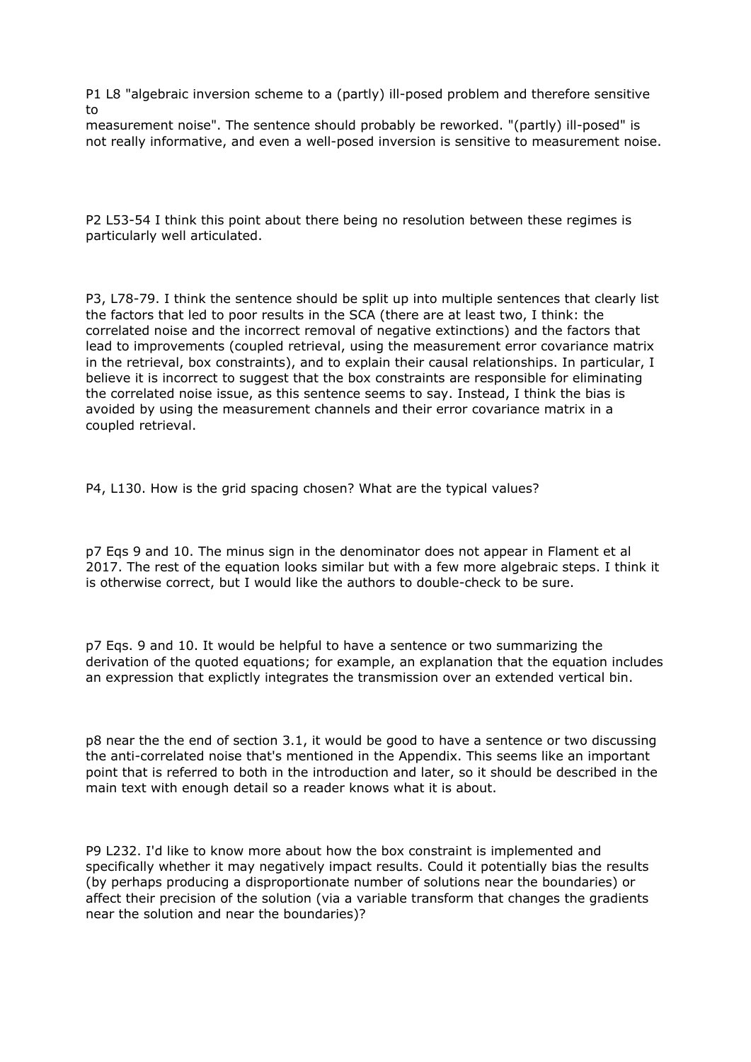P1 L8 "algebraic inversion scheme to a (partly) ill-posed problem and therefore sensitive to
measurement noise". The sentence should probably be reworked. "(partly) ill-posed" is not really informative, and even a well-posed inversion is sensitive to measurement noise.

P2 L53-54 I think this point about there being no resolution between these regimes is particularly well articulated.

P3, L78-79. I think the sentence should be split up into multiple sentences that clearly list the factors that led to poor results in the SCA (there are at least two, I think: the correlated noise and the incorrect removal of negative extinctions) and the factors that lead to improvements (coupled retrieval, using the measurement error covariance matrix in the retrieval, box constraints), and to explain their causal relationships. In particular, I believe it is incorrect to suggest that the box constraints are responsible for eliminating the correlated noise issue, as this sentence seems to say. Instead, I think the bias is avoided by using the measurement channels and their error covariance matrix in a coupled retrieval.

P4, L130. How is the grid spacing chosen? What are the typical values?

p7 Eqs 9 and 10. The minus sign in the denominator does not appear in Flament et al 2017. The rest of the equation looks similar but with a few more algebraic steps. I think it is otherwise correct, but I would like the authors to double-check to be sure.

p7 Eqs. 9 and 10. It would be helpful to have a sentence or two summarizing the derivation of the quoted equations; for example, an explanation that the equation includes an expression that explictly integrates the transmission over an extended vertical bin.

p8 near the the end of section 3.1, it would be good to have a sentence or two discussing the anti-correlated noise that's mentioned in the Appendix. This seems like an important point that is referred to both in the introduction and later, so it should be described in the main text with enough detail so a reader knows what it is about.

P9 L232. I'd like to know more about how the box constraint is implemented and specifically whether it may negatively impact results. Could it potentially bias the results (by perhaps producing a disproportionate number of solutions near the boundaries) or affect their precision of the solution (via a variable transform that changes the gradients near the solution and near the boundaries)?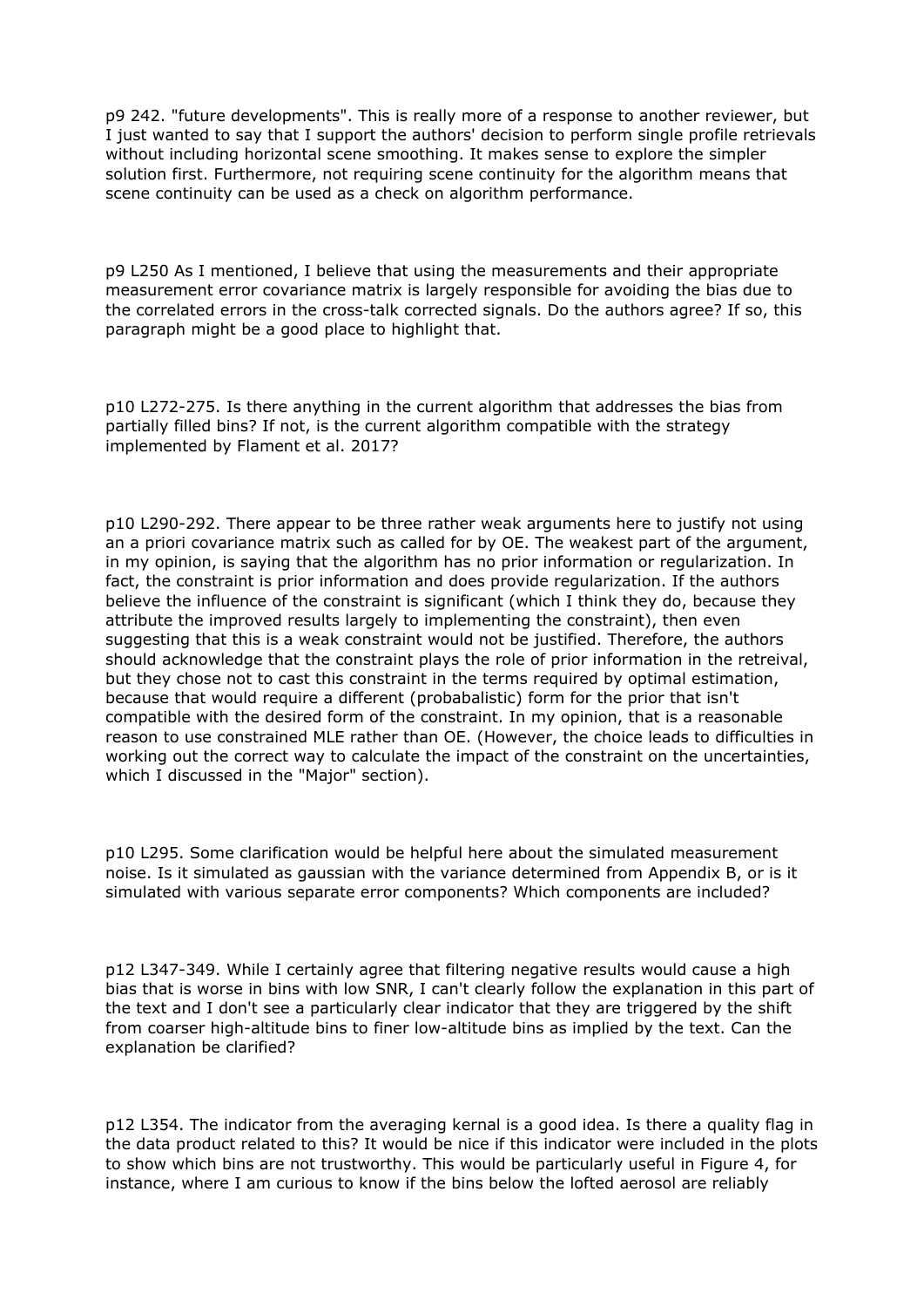p9 242. "future developments". This is really more of a response to another reviewer, but I just wanted to say that I support the authors' decision to perform single profile retrievals without including horizontal scene smoothing. It makes sense to explore the simpler solution first. Furthermore, not requiring scene continuity for the algorithm means that scene continuity can be used as a check on algorithm performance.

p9 L250 As I mentioned, I believe that using the measurements and their appropriate measurement error covariance matrix is largely responsible for avoiding the bias due to the correlated errors in the cross-talk corrected signals. Do the authors agree? If so, this paragraph might be a good place to highlight that.

p10 L272-275. Is there anything in the current algorithm that addresses the bias from partially filled bins? If not, is the current algorithm compatible with the strategy implemented by Flament et al. 2017?

p10 L290-292. There appear to be three rather weak arguments here to justify not using an a priori covariance matrix such as called for by OE. The weakest part of the argument, in my opinion, is saying that the algorithm has no prior information or regularization. In fact, the constraint is prior information and does provide regularization. If the authors believe the influence of the constraint is significant (which I think they do, because they attribute the improved results largely to implementing the constraint), then even suggesting that this is a weak constraint would not be justified. Therefore, the authors should acknowledge that the constraint plays the role of prior information in the retreival, but they chose not to cast this constraint in the terms required by optimal estimation, because that would require a different (probabalistic) form for the prior that isn't compatible with the desired form of the constraint. In my opinion, that is a reasonable reason to use constrained MLE rather than OE. (However, the choice leads to difficulties in working out the correct way to calculate the impact of the constraint on the uncertainties, which I discussed in the "Major" section).

p10 L295. Some clarification would be helpful here about the simulated measurement noise. Is it simulated as gaussian with the variance determined from Appendix B, or is it simulated with various separate error components? Which components are included?

p12 L347-349. While I certainly agree that filtering negative results would cause a high bias that is worse in bins with low SNR, I can't clearly follow the explanation in this part of the text and I don't see a particularly clear indicator that they are triggered by the shift from coarser high-altitude bins to finer low-altitude bins as implied by the text. Can the explanation be clarified?

p12 L354. The indicator from the averaging kernal is a good idea. Is there a quality flag in the data product related to this? It would be nice if this indicator were included in the plots to show which bins are not trustworthy. This would be particularly useful in Figure 4, for instance, where I am curious to know if the bins below the lofted aerosol are reliably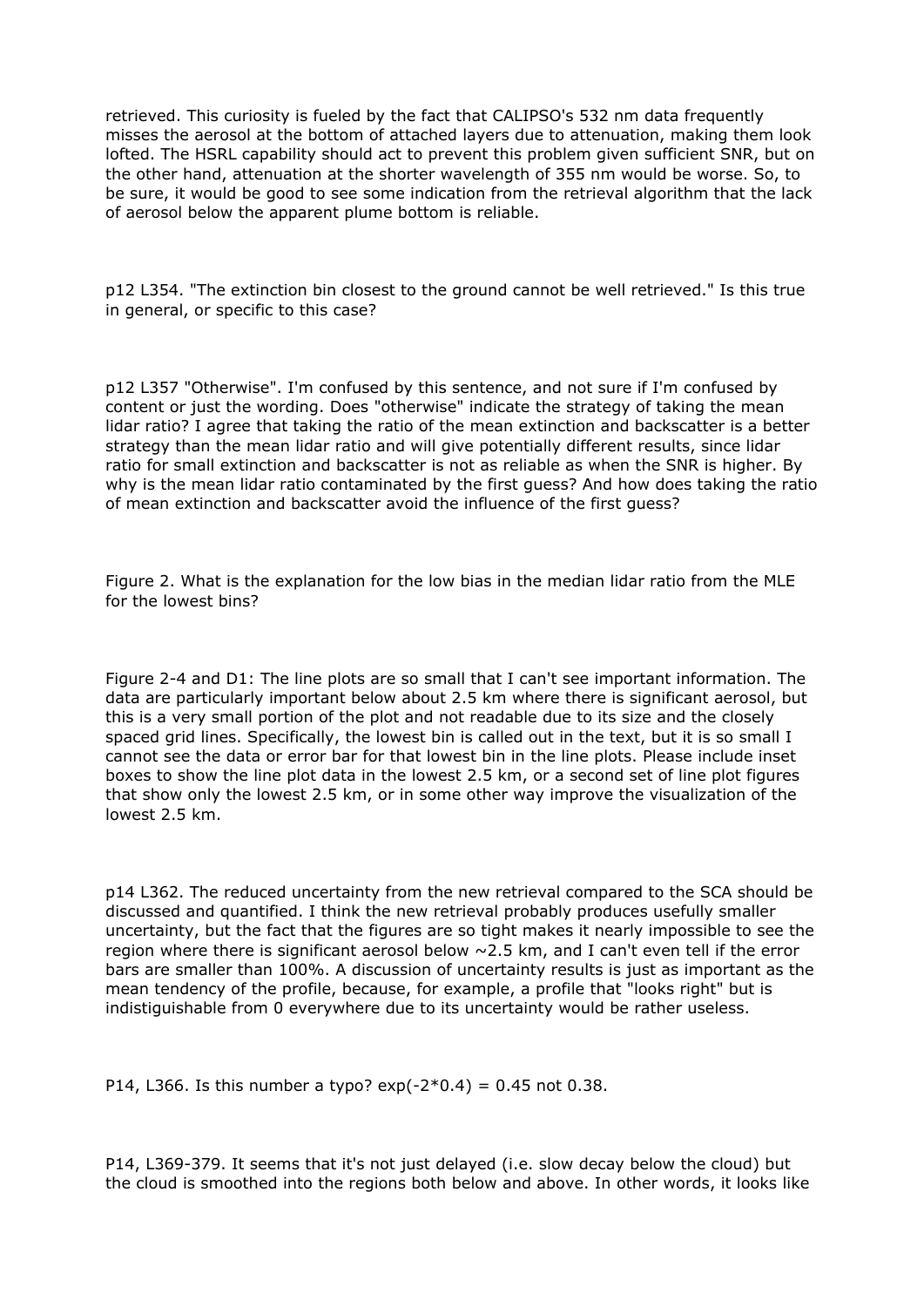retrieved. This curiosity is fueled by the fact that CALIPSO's 532 nm data frequently misses the aerosol at the bottom of attached layers due to attenuation, making them look lofted. The HSRL capability should act to prevent this problem given sufficient SNR, but on the other hand, attenuation at the shorter wavelength of 355 nm would be worse. So, to be sure, it would be good to see some indication from the retrieval algorithm that the lack of aerosol below the apparent plume bottom is reliable.

p12 L354. "The extinction bin closest to the ground cannot be well retrieved." Is this true in general, or specific to this case?

p12 L357 "Otherwise". I'm confused by this sentence, and not sure if I'm confused by content or just the wording. Does "otherwise" indicate the strategy of taking the mean lidar ratio? I agree that taking the ratio of the mean extinction and backscatter is a better strategy than the mean lidar ratio and will give potentially different results, since lidar ratio for small extinction and backscatter is not as reliable as when the SNR is higher. By why is the mean lidar ratio contaminated by the first guess? And how does taking the ratio of mean extinction and backscatter avoid the influence of the first guess?

Figure 2. What is the explanation for the low bias in the median lidar ratio from the MLE for the lowest bins?

Figure 2-4 and D1: The line plots are so small that I can't see important information. The data are particularly important below about 2.5 km where there is significant aerosol, but this is a very small portion of the plot and not readable due to its size and the closely spaced grid lines. Specifically, the lowest bin is called out in the text, but it is so small I cannot see the data or error bar for that lowest bin in the line plots. Please include inset boxes to show the line plot data in the lowest 2.5 km, or a second set of line plot figures that show only the lowest 2.5 km, or in some other way improve the visualization of the lowest 2.5 km.

p14 L362. The reduced uncertainty from the new retrieval compared to the SCA should be discussed and quantified. I think the new retrieval probably produces usefully smaller uncertainty, but the fact that the figures are so tight makes it nearly impossible to see the region where there is significant aerosol below ~2.5 km, and I can't even tell if the error bars are smaller than 100%. A discussion of uncertainty results is just as important as the mean tendency of the profile, because, for example, a profile that "looks right" but is indistiguishable from 0 everywhere due to its uncertainty would be rather useless.

P14, L366. Is this number a typo? $\exp(-2*0.4) = 0.45$ not 0.38.

P14, L369-379. It seems that it's not just delayed (i.e. slow decay below the cloud) but the cloud is smoothed into the regions both below and above. In other words, it looks like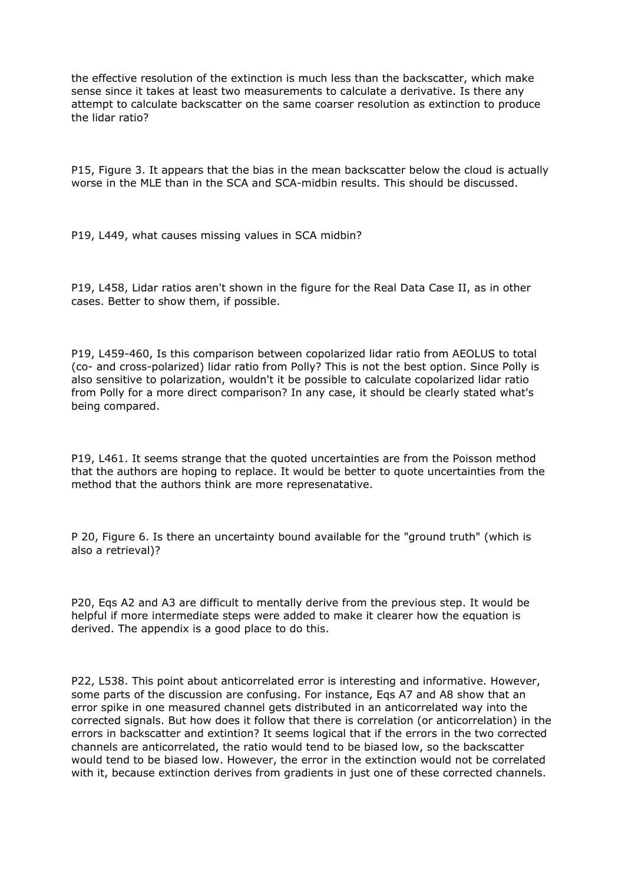the effective resolution of the extinction is much less than the backscatter, which make sense since it takes at least two measurements to calculate a derivative. Is there any attempt to calculate backscatter on the same coarser resolution as extinction to produce the lidar ratio?

P15, Figure 3. It appears that the bias in the mean backscatter below the cloud is actually worse in the MLE than in the SCA and SCA-midbin results. This should be discussed.

P19, L449, what causes missing values in SCA midbin?

P19, L458, Lidar ratios aren't shown in the figure for the Real Data Case II, as in other cases. Better to show them, if possible.

P19, L459-460, Is this comparison between copolarized lidar ratio from AEOLUS to total (co- and cross-polarized) lidar ratio from Polly? This is not the best option. Since Polly is also sensitive to polarization, wouldn't it be possible to calculate copolarized lidar ratio from Polly for a more direct comparison? In any case, it should be clearly stated what's being compared.

P19, L461. It seems strange that the quoted uncertainties are from the Poisson method that the authors are hoping to replace. It would be better to quote uncertainties from the method that the authors think are represenatative.

P 20, Figure 6. Is there an uncertainty bound available for the "ground truth" (which is also a retrieval)?

P20, Eqs A2 and A3 are difficult to mentally derive from the previous step. It would be helpful if more intermediate steps were added to make it clearer how the equation is derived. The appendix is a good place to do this.

P22, L538. This point about anticorrelated error is interesting and informative. However, some parts of the discussion are confusing. For instance, Eqs A7 and A8 show that an error spike in one measured channel gets distributed in an anticorrelated way into the corrected signals. But how does it follow that there is correlation (or anticorrelation) in the errors in backscatter and extintion? It seems logical that if the errors in the two corrected channels are anticorrelated, the ratio would tend to be biased low, so the backscatter would tend to be biased low. However, the error in the extinction would not be correlated with it, because extinction derives from gradients in just one of these corrected channels.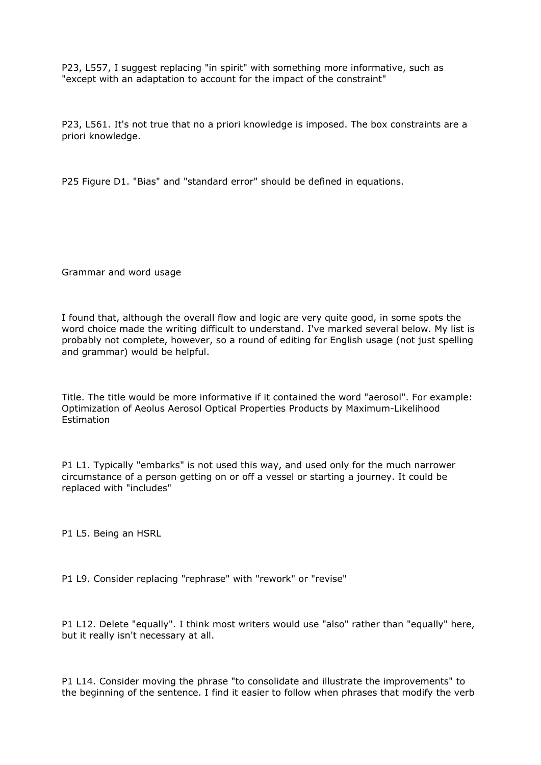P23, L557, I suggest replacing "in spirit" with something more informative, such as "except with an adaptation to account for the impact of the constraint"

P23, L561. It's not true that no a priori knowledge is imposed. The box constraints are a priori knowledge.

P25 Figure D1. "Bias" and "standard error" should be defined in equations.

Grammar and word usage

I found that, although the overall flow and logic are very quite good, in some spots the word choice made the writing difficult to understand. I've marked several below. My list is probably not complete, however, so a round of editing for English usage (not just spelling and grammar) would be helpful.

Title. The title would be more informative if it contained the word "aerosol". For example: Optimization of Aeolus Aerosol Optical Properties Products by Maximum-Likelihood Estimation

P1 L1. Typically "embarks" is not used this way, and used only for the much narrower circumstance of a person getting on or off a vessel or starting a journey. It could be replaced with "includes"

P1 L5. Being an HSRL

P1 L9. Consider replacing "rephrase" with "rework" or "revise"

P1 L12. Delete "equally". I think most writers would use "also" rather than "equally" here, but it really isn't necessary at all.

P1 L14. Consider moving the phrase "to consolidate and illustrate the improvements" to the beginning of the sentence. I find it easier to follow when phrases that modify the verb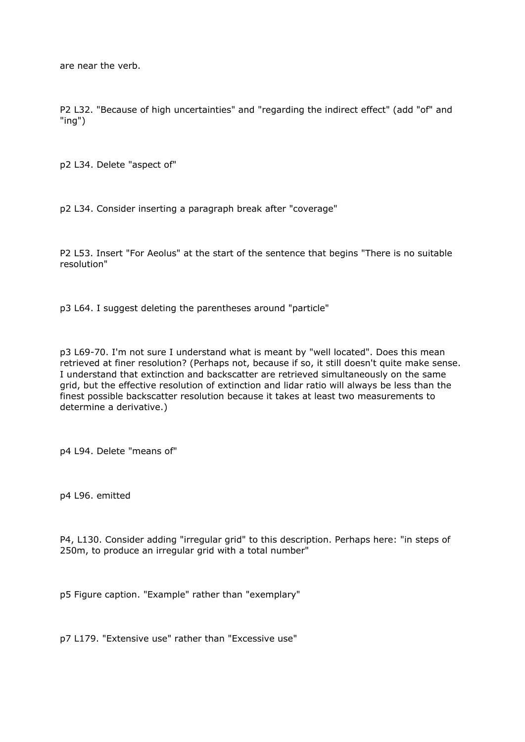are near the verb.

P2 L32. "Because of high uncertainties" and "regarding the indirect effect" (add "of" and "ing")

p2 L34. Delete "aspect of"

p2 L34. Consider inserting a paragraph break after "coverage"

P2 L53. Insert "For Aeolus" at the start of the sentence that begins "There is no suitable resolution"

p3 L64. I suggest deleting the parentheses around "particle"

p3 L69-70. I'm not sure I understand what is meant by "well located". Does this mean retrieved at finer resolution? (Perhaps not, because if so, it still doesn't quite make sense. I understand that extinction and backscatter are retrieved simultaneously on the same grid, but the effective resolution of extinction and lidar ratio will always be less than the finest possible backscatter resolution because it takes at least two measurements to determine a derivative.)

p4 L94. Delete "means of"

p4 L96. emitted

P4, L130. Consider adding "irregular grid" to this description. Perhaps here: "in steps of 250m, to produce an irregular grid with a total number"

p5 Figure caption. "Example" rather than "exemplary"

p7 L179. "Extensive use" rather than "Excessive use"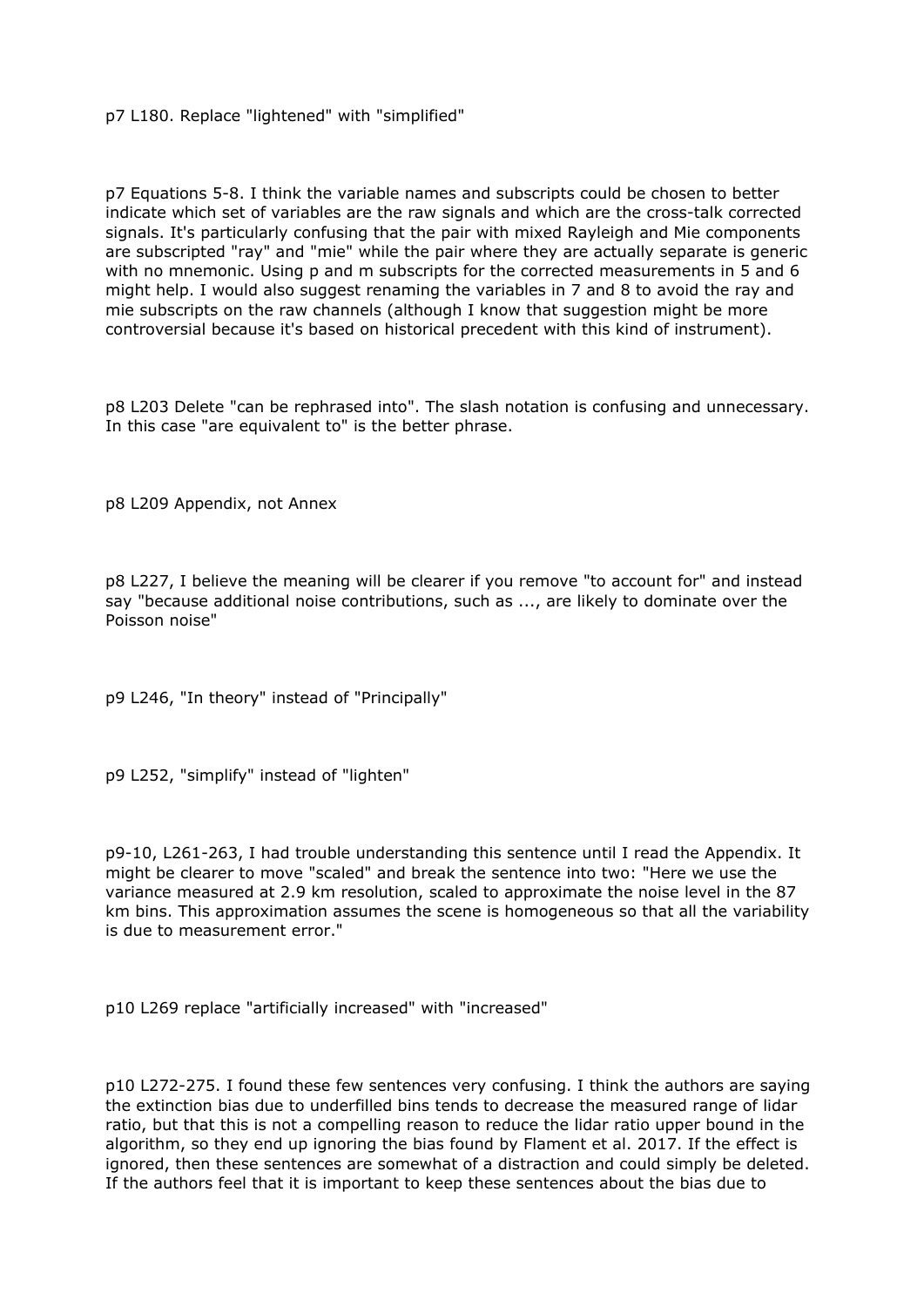p7 L180. Replace "lightened" with "simplified"

p7 Equations 5-8. I think the variable names and subscripts could be chosen to better indicate which set of variables are the raw signals and which are the cross-talk corrected signals. It's particularly confusing that the pair with mixed Rayleigh and Mie components are subscripted "ray" and "mie" while the pair where they are actually separate is generic with no mnemonic. Using p and m subscripts for the corrected measurements in 5 and 6 might help. I would also suggest renaming the variables in 7 and 8 to avoid the ray and mie subscripts on the raw channels (although I know that suggestion might be more controversial because it's based on historical precedent with this kind of instrument).

p8 L203 Delete "can be rephrased into". The slash notation is confusing and unnecessary. In this case "are equivalent to" is the better phrase.

p8 L209 Appendix, not Annex

p8 L227, I believe the meaning will be clearer if you remove "to account for" and instead say "because additional noise contributions, such as ..., are likely to dominate over the Poisson noise"

p9 L246, "In theory" instead of "Principally"

p9 L252, "simplify" instead of "lighten"

p9-10, L261-263, I had trouble understanding this sentence until I read the Appendix. It might be clearer to move "scaled" and break the sentence into two: "Here we use the variance measured at 2.9 km resolution, scaled to approximate the noise level in the 87 km bins. This approximation assumes the scene is homogeneous so that all the variability is due to measurement error."

p10 L269 replace "artificially increased" with "increased"

p10 L272-275. I found these few sentences very confusing. I think the authors are saying the extinction bias due to underfilled bins tends to decrease the measured range of lidar ratio, but that this is not a compelling reason to reduce the lidar ratio upper bound in the algorithm, so they end up ignoring the bias found by Flament et al. 2017. If the effect is ignored, then these sentences are somewhat of a distraction and could simply be deleted. If the authors feel that it is important to keep these sentences about the bias due to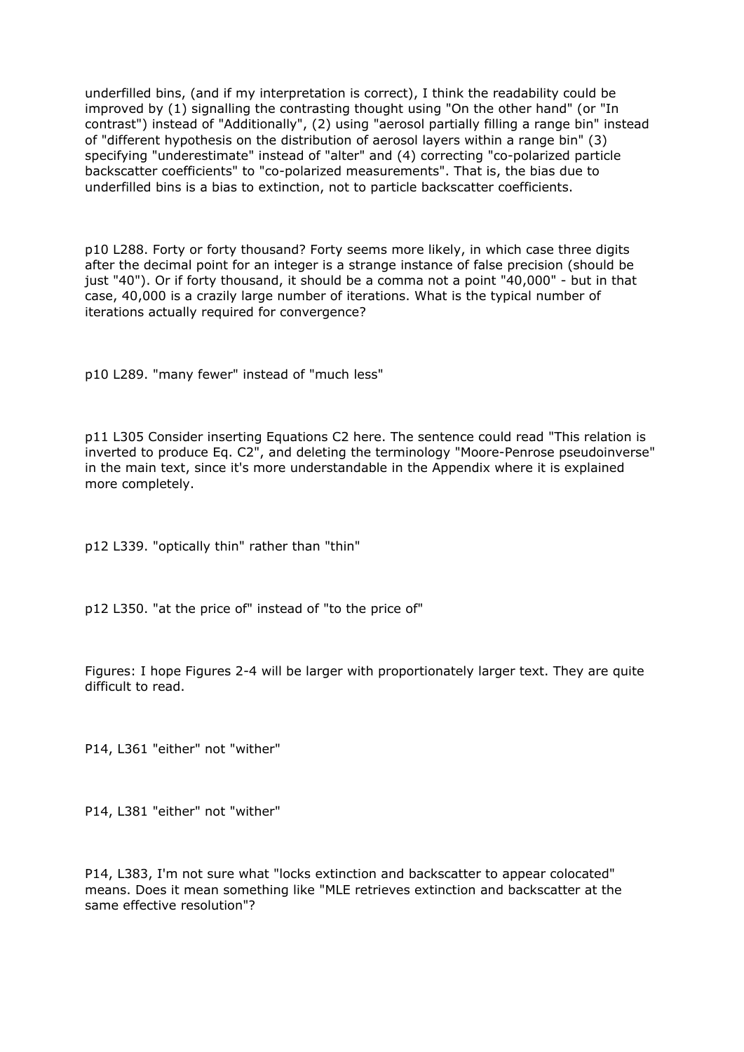underfilled bins, (and if my interpretation is correct), I think the readability could be improved by (1) signalling the contrasting thought using "On the other hand" (or "In contrast") instead of "Additionally", (2) using "aerosol partially filling a range bin" instead of "different hypothesis on the distribution of aerosol layers within a range bin" (3) specifying "underestimate" instead of "alter" and (4) correcting "co-polarized particle backscatter coefficients" to "co-polarized measurements". That is, the bias due to underfilled bins is a bias to extinction, not to particle backscatter coefficients.

p10 L288. Forty or forty thousand? Forty seems more likely, in which case three digits after the decimal point for an integer is a strange instance of false precision (should be just "40"). Or if forty thousand, it should be a comma not a point "40,000" - but in that case, 40,000 is a crazily large number of iterations. What is the typical number of iterations actually required for convergence?

p10 L289. "many fewer" instead of "much less"

p11 L305 Consider inserting Equations C2 here. The sentence could read "This relation is inverted to produce Eq. C2", and deleting the terminology "Moore-Penrose pseudoinverse" in the main text, since it's more understandable in the Appendix where it is explained more completely.

p12 L339. "optically thin" rather than "thin"

p12 L350. "at the price of" instead of "to the price of"

Figures: I hope Figures 2-4 will be larger with proportionately larger text. They are quite difficult to read.

P14, L361 "either" not "wither"

P14, L381 "either" not "wither"

P14, L383, I'm not sure what "locks extinction and backscatter to appear colocated" means. Does it mean something like "MLE retrieves extinction and backscatter at the same effective resolution"?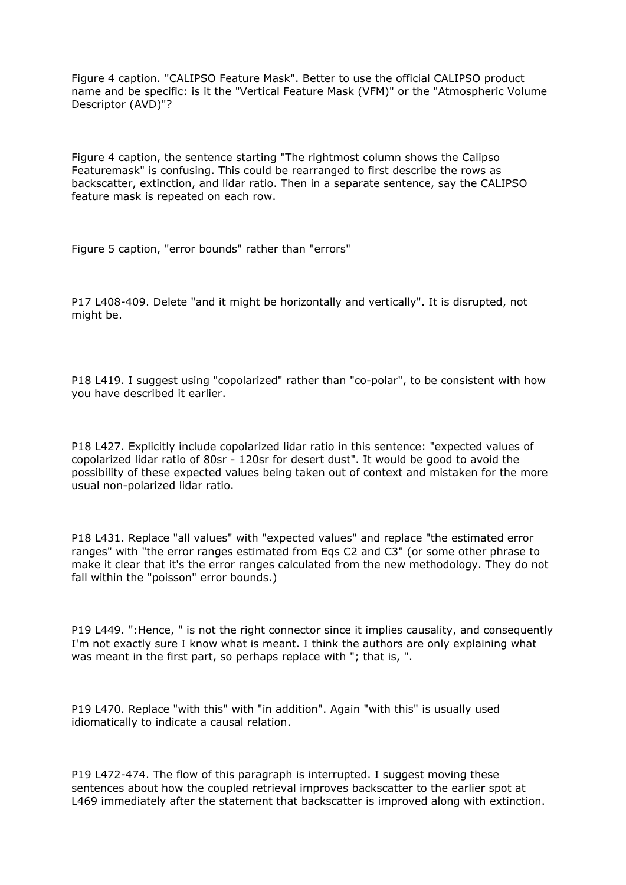Figure 4 caption. "CALIPSO Feature Mask". Better to use the official CALIPSO product name and be specific: is it the "Vertical Feature Mask (VFM)" or the "Atmospheric Volume Descriptor (AVD)"?

Figure 4 caption, the sentence starting "The rightmost column shows the Calipso Featuremask" is confusing. This could be rearranged to first describe the rows as backscatter, extinction, and lidar ratio. Then in a separate sentence, say the CALIPSO feature mask is repeated on each row.

Figure 5 caption, "error bounds" rather than "errors"

P17 L408-409. Delete "and it might be horizontally and vertically". It is disrupted, not might be.

P18 L419. I suggest using "copolarized" rather than "co-polar", to be consistent with how you have described it earlier.

P18 L427. Explicitly include copolarized lidar ratio in this sentence: "expected values of copolarized lidar ratio of 80sr - 120sr for desert dust". It would be good to avoid the possibility of these expected values being taken out of context and mistaken for the more usual non-polarized lidar ratio.

P18 L431. Replace "all values" with "expected values" and replace "the estimated error ranges" with "the error ranges estimated from Eqs C2 and C3" (or some other phrase to make it clear that it's the error ranges calculated from the new methodology. They do not fall within the "poisson" error bounds.)

P19 L449. ":Hence, " is not the right connector since it implies causality, and consequently I'm not exactly sure I know what is meant. I think the authors are only explaining what was meant in the first part, so perhaps replace with "; that is, ".

P19 L470. Replace "with this" with "in addition". Again "with this" is usually used idiomatically to indicate a causal relation.

P19 L472-474. The flow of this paragraph is interrupted. I suggest moving these sentences about how the coupled retrieval improves backscatter to the earlier spot at L469 immediately after the statement that backscatter is improved along with extinction.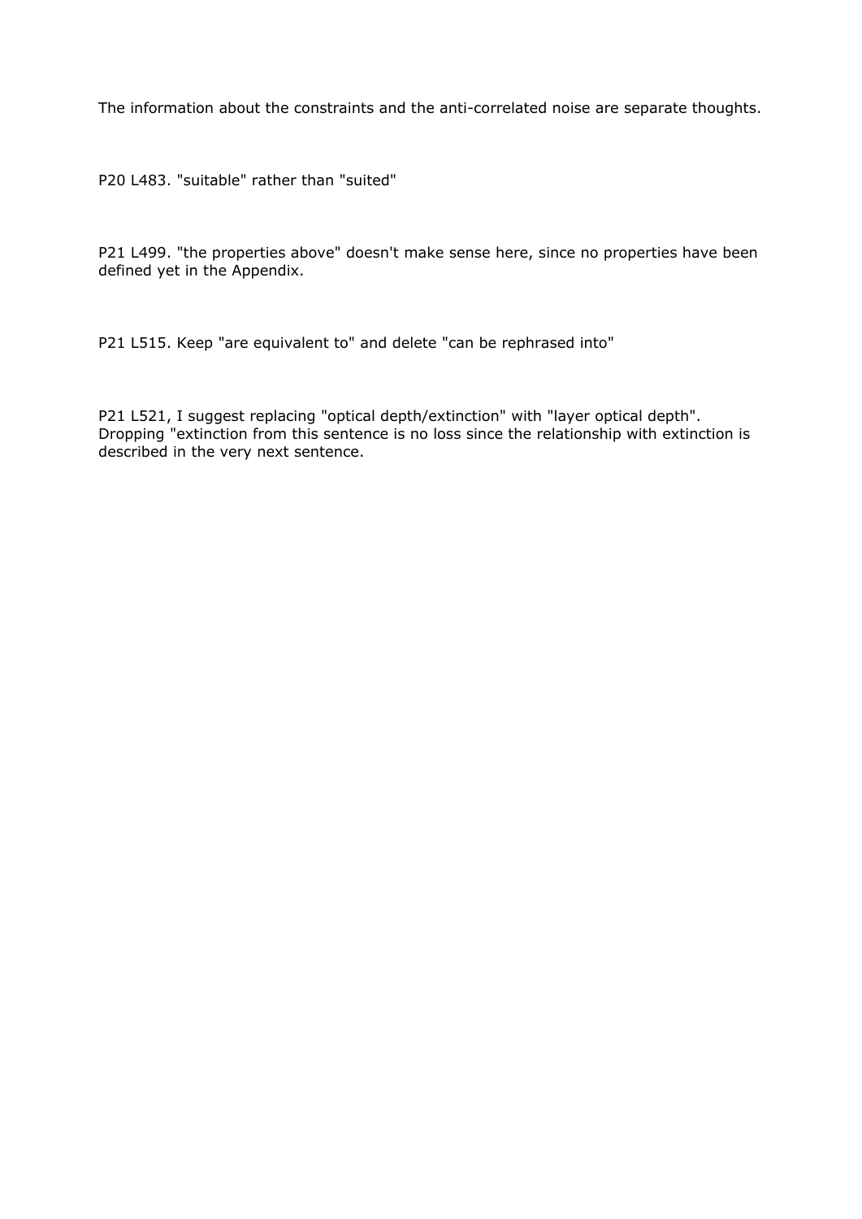The information about the constraints and the anti-correlated noise are separate thoughts.

P20 L483. "suitable" rather than "suited"

P21 L499. "the properties above" doesn't make sense here, since no properties have been defined yet in the Appendix.

P21 L515. Keep "are equivalent to" and delete "can be rephrased into"

P21 L521, I suggest replacing "optical depth/extinction" with "layer optical depth". Dropping "extinction from this sentence is no loss since the relationship with extinction is described in the very next sentence.